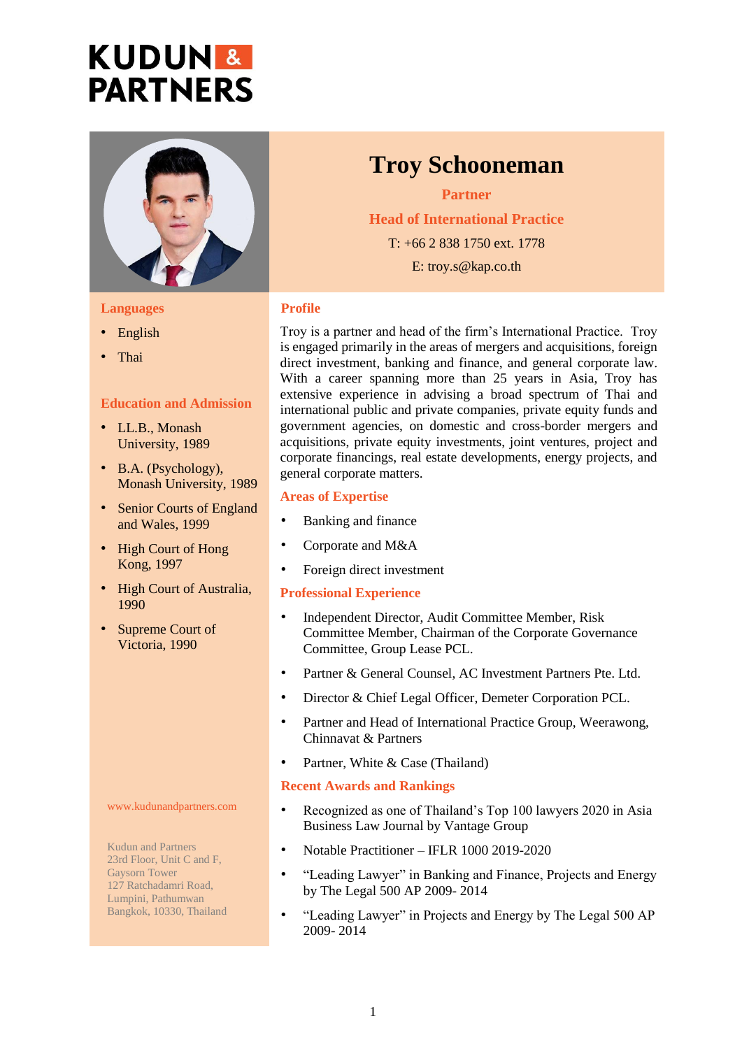# KUDUN & PARTNERS

# Troy Schooneman

**Partner**

**Head of International Practice**

T: +66 2 838 1750 ext. 1778

E: troy.s@kap.co.th

## Languages

- English
- Thai

## Education and Admission

- LL.B., Monash University, 1989
- B.A. (Psychology), Monash University, 1989
- Senior Courts of England and Wales, 1999
- High Court of Hong Kong, 1997
- High Court of Australia, 1990
- Supreme Court of Victoria, 1990

## Profile

Troy is a partner and head of the firm's International Practice. Troy is engaged primarily in the areas of mergers and acquisitions, foreign direct investment, banking and finance, and general corporate law. With a career spanning more than 25 years in Asia, Troy has extensive experience in advising a broad spectrum of Thai and international public and private companies, private equity funds and government agencies, on domestic and cross-border mergers and acquisitions, private equity investments, joint ventures, project and corporate financings, real estate developments, energy projects, and general corporate matters.

## Areas of Expertise

- Banking and finance
- Corporate and M&A
- Foreign direct investment

## Professional Experience

- Independent Director, Audit Committee Member, Risk Committee Member, Chairman of the Corporate Governance Committee, Group Lease PCL.
- Partner & General Counsel, AC Investment Partners Pte. Ltd.
- Director & Chief Legal Officer, Demeter Corporation PCL.
- Partner and Head of International Practice Group, Weerawong, Chinnavat & Partners
- Partner, White & Case (Thailand)

## Recent Awards and Rankings

- Recognized as one of Thailand's Top 100 lawyers 2020 in Asia Business Law Journal by Vantage Group
- Notable Practitioner – IFLR 1000 2019-2020
- "Leading Lawyer" in Banking and Finance, Projects and Energy by The Legal 500 AP 2009- 2014
- "Leading Lawyer" in Projects and Energy by The Legal 500 AP 2009- 2014

www.kudunandpartners.com

Kudun and Partners
23rd Floor, Unit C and F,
Gaysorn Tower
127 Ratchadamri Road,
Lumpini, Pathumwan
Bangkok, 10330, Thailand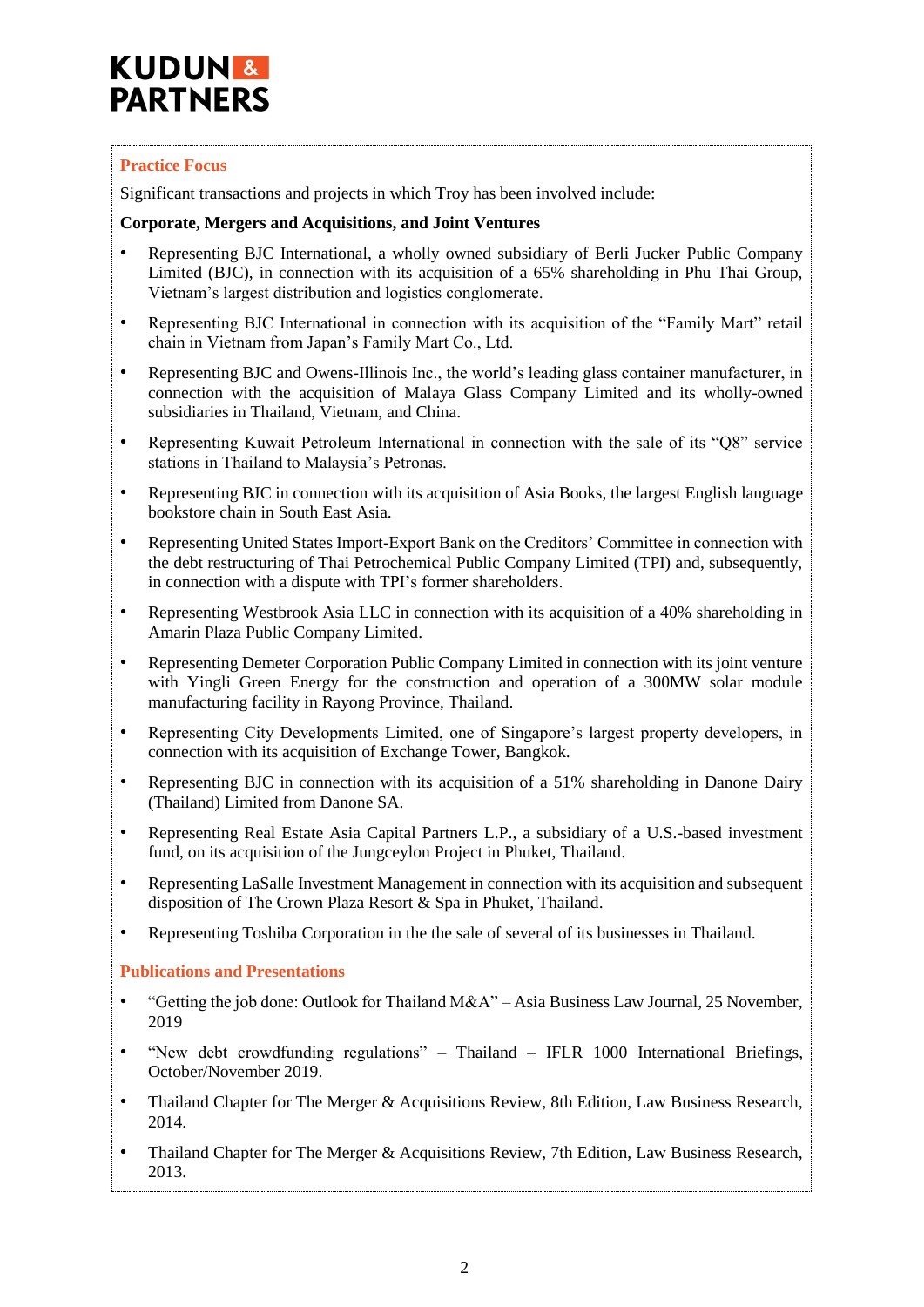## Practice Focus

Significant transactions and projects in which Troy has been involved include:

**Corporate, Mergers and Acquisitions, and Joint Ventures**

- Representing BJC International, a wholly owned subsidiary of Berli Jucker Public Company Limited (BJC), in connection with its acquisition of a 65% shareholding in Phu Thai Group, Vietnam's largest distribution and logistics conglomerate.
- Representing BJC International in connection with its acquisition of the "Family Mart" retail chain in Vietnam from Japan's Family Mart Co., Ltd.
- Representing BJC and Owens-Illinois Inc., the world's leading glass container manufacturer, in connection with the acquisition of Malaya Glass Company Limited and its wholly-owned subsidiaries in Thailand, Vietnam, and China.
- Representing Kuwait Petroleum International in connection with the sale of its "Q8" service stations in Thailand to Malaysia's Petronas.
- Representing BJC in connection with its acquisition of Asia Books, the largest English language bookstore chain in South East Asia.
- Representing United States Import-Export Bank on the Creditors' Committee in connection with the debt restructuring of Thai Petrochemical Public Company Limited (TPI) and, subsequently, in connection with a dispute with TPI's former shareholders.
- Representing Westbrook Asia LLC in connection with its acquisition of a 40% shareholding in Amarin Plaza Public Company Limited.
- Representing Demeter Corporation Public Company Limited in connection with its joint venture with Yingli Green Energy for the construction and operation of a 300MW solar module manufacturing facility in Rayong Province, Thailand.
- Representing City Developments Limited, one of Singapore's largest property developers, in connection with its acquisition of Exchange Tower, Bangkok.
- Representing BJC in connection with its acquisition of a 51% shareholding in Danone Dairy (Thailand) Limited from Danone SA.
- Representing Real Estate Asia Capital Partners L.P., a subsidiary of a U.S.-based investment fund, on its acquisition of the Jungceylon Project in Phuket, Thailand.
- Representing LaSalle Investment Management in connection with its acquisition and subsequent disposition of The Crown Plaza Resort & Spa in Phuket, Thailand.
- Representing Toshiba Corporation in the the sale of several of its businesses in Thailand.

## Publications and Presentations

- "Getting the job done: Outlook for Thailand M&A" – Asia Business Law Journal, 25 November, 2019
- "New debt crowdfunding regulations" – Thailand – IFLR 1000 International Briefings, October/November 2019.
- Thailand Chapter for The Merger & Acquisitions Review, 8th Edition, Law Business Research, 2014.
- Thailand Chapter for The Merger & Acquisitions Review, 7th Edition, Law Business Research, 2013.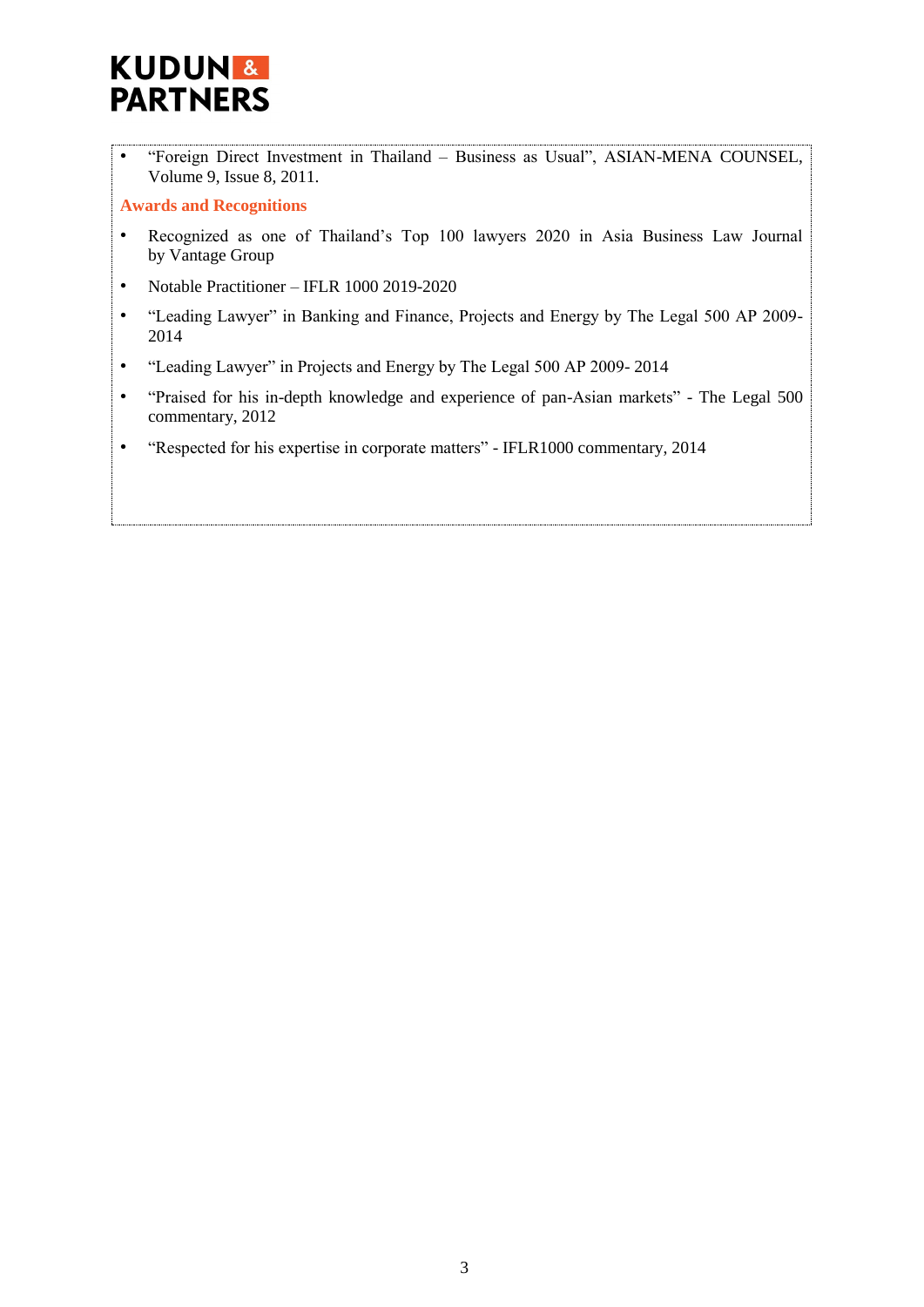- "Foreign Direct Investment in Thailand – Business as Usual", ASIAN-MENA COUNSEL, Volume 9, Issue 8, 2011.

### Awards and Recognitions

- Recognized as one of Thailand's Top 100 lawyers 2020 in Asia Business Law Journal by Vantage Group
- Notable Practitioner – IFLR 1000 2019-2020
- "Leading Lawyer" in Banking and Finance, Projects and Energy by The Legal 500 AP 2009-2014
- "Leading Lawyer" in Projects and Energy by The Legal 500 AP 2009- 2014
- "Praised for his in-depth knowledge and experience of pan-Asian markets" - The Legal 500 commentary, 2012
- "Respected for his expertise in corporate matters" - IFLR1000 commentary, 2014